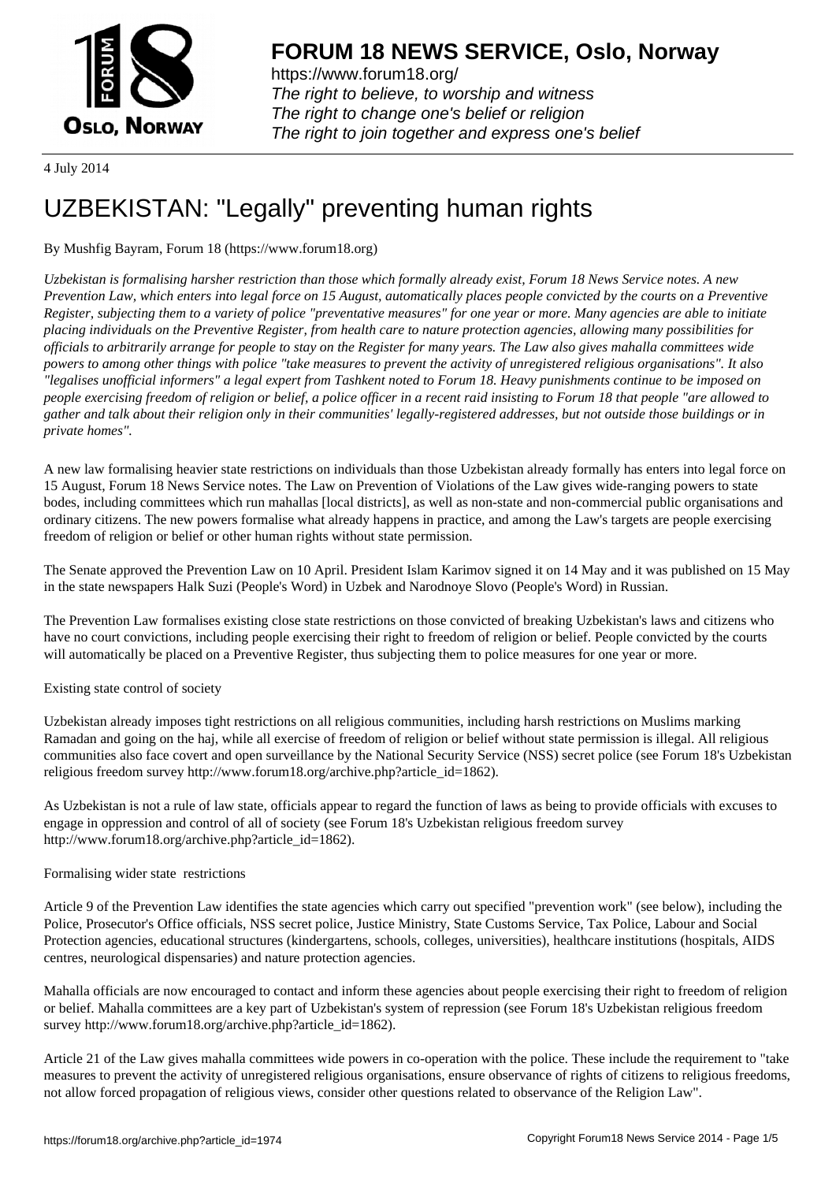**FORUM 18 NEWS SERVICE, Oslo, Norway**

https://www.forum18.org/
*The right to believe, to worship and witness*
*The right to change one's belief or religion*
*The right to join together and express one's belief*

4 July 2014

# UZBEKISTAN: "Legally" preventing human rights

By Mushfig Bayram, Forum 18 (https://www.forum18.org)

*Uzbekistan is formalising harsher restriction than those which formally already exist, Forum 18 News Service notes. A new Prevention Law, which enters into legal force on 15 August, automatically places people convicted by the courts on a Preventive Register, subjecting them to a variety of police "preventative measures" for one year or more. Many agencies are able to initiate placing individuals on the Preventive Register, from health care to nature protection agencies, allowing many possibilities for officials to arbitrarily arrange for people to stay on the Register for many years. The Law also gives mahalla committees wide powers to among other things with police "take measures to prevent the activity of unregistered religious organisations". It also "legalises unofficial informers" a legal expert from Tashkent noted to Forum 18. Heavy punishments continue to be imposed on people exercising freedom of religion or belief, a police officer in a recent raid insisting to Forum 18 that people "are allowed to gather and talk about their religion only in their communities' legally-registered addresses, but not outside those buildings or in private homes".*

A new law formalising heavier state restrictions on individuals than those Uzbekistan already formally has enters into legal force on 15 August, Forum 18 News Service notes. The Law on Prevention of Violations of the Law gives wide-ranging powers to state bodes, including committees which run mahallas [local districts], as well as non-state and non-commercial public organisations and ordinary citizens. The new powers formalise what already happens in practice, and among the Law's targets are people exercising freedom of religion or belief or other human rights without state permission.

The Senate approved the Prevention Law on 10 April. President Islam Karimov signed it on 14 May and it was published on 15 May in the state newspapers Halk Suzi (People's Word) in Uzbek and Narodnoye Slovo (People's Word) in Russian.

The Prevention Law formalises existing close state restrictions on those convicted of breaking Uzbekistan's laws and citizens who have no court convictions, including people exercising their right to freedom of religion or belief. People convicted by the courts will automatically be placed on a Preventive Register, thus subjecting them to police measures for one year or more.

## Existing state control of society

Uzbekistan already imposes tight restrictions on all religious communities, including harsh restrictions on Muslims marking Ramadan and going on the haj, while all exercise of freedom of religion or belief without state permission is illegal. All religious communities also face covert and open surveillance by the National Security Service (NSS) secret police (see Forum 18's Uzbekistan religious freedom survey http://www.forum18.org/archive.php?article_id=1862).

As Uzbekistan is not a rule of law state, officials appear to regard the function of laws as being to provide officials with excuses to engage in oppression and control of all of society (see Forum 18's Uzbekistan religious freedom survey http://www.forum18.org/archive.php?article_id=1862).

## Formalising wider state restrictions

Article 9 of the Prevention Law identifies the state agencies which carry out specified "prevention work" (see below), including the Police, Prosecutor's Office officials, NSS secret police, Justice Ministry, State Customs Service, Tax Police, Labour and Social Protection agencies, educational structures (kindergartens, schools, colleges, universities), healthcare institutions (hospitals, AIDS centres, neurological dispensaries) and nature protection agencies.

Mahalla officials are now encouraged to contact and inform these agencies about people exercising their right to freedom of religion or belief. Mahalla committees are a key part of Uzbekistan's system of repression (see Forum 18's Uzbekistan religious freedom survey http://www.forum18.org/archive.php?article_id=1862).

Article 21 of the Law gives mahalla committees wide powers in co-operation with the police. These include the requirement to "take measures to prevent the activity of unregistered religious organisations, ensure observance of rights of citizens to religious freedoms, not allow forced propagation of religious views, consider other questions related to observance of the Religion Law".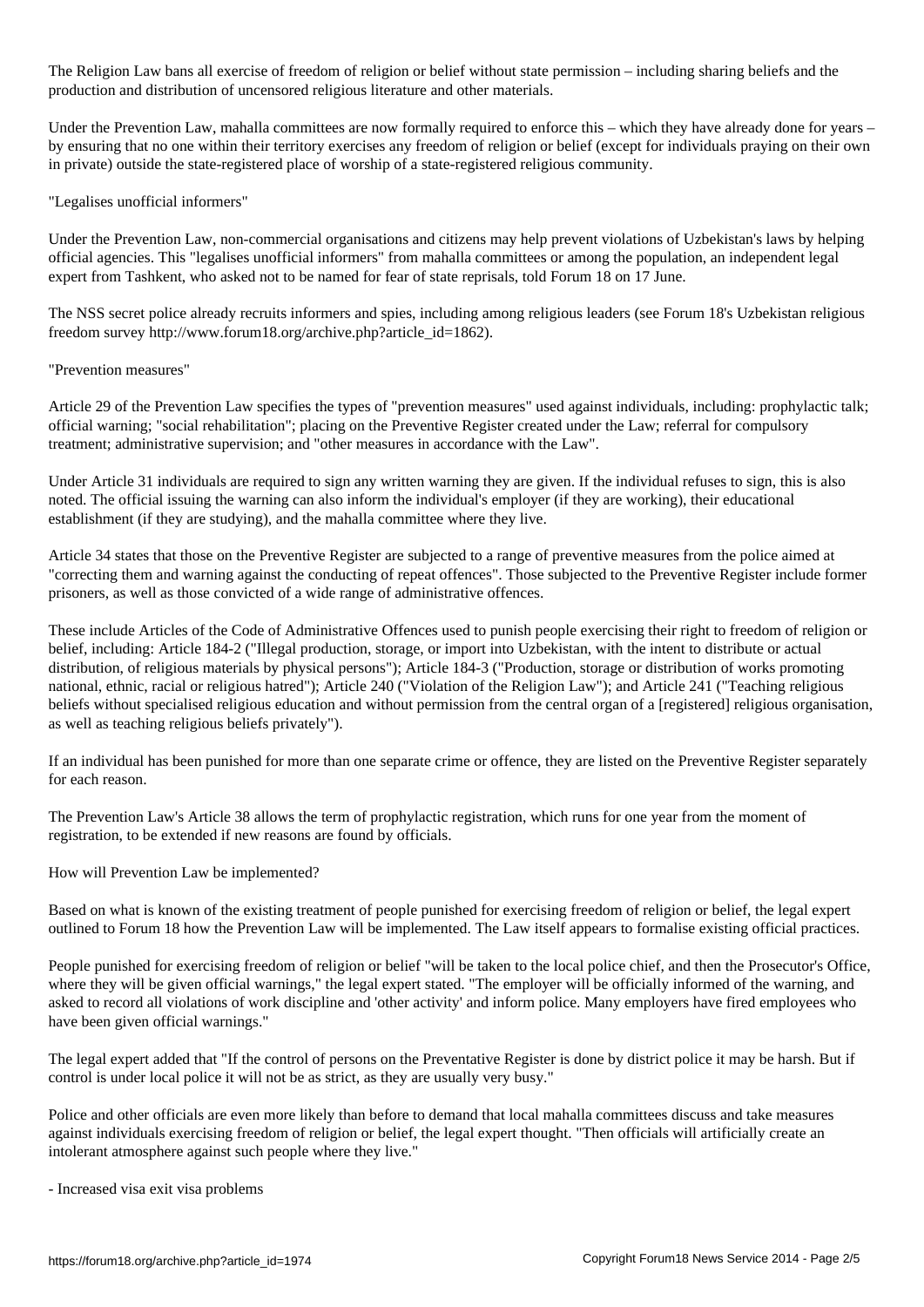The Religion Law bans all exercise of freedom of religion or belief without state permission – including sharing beliefs and the production and distribution of uncensored religious literature and other materials.

Under the Prevention Law, mahalla committees are now formally required to enforce this – which they have already done for years – by ensuring that no one within their territory exercises any freedom of religion or belief (except for individuals praying on their own in private) outside the state-registered place of worship of a state-registered religious community.

"Legalises unofficial informers"

Under the Prevention Law, non-commercial organisations and citizens may help prevent violations of Uzbekistan's laws by helping official agencies. This "legalises unofficial informers" from mahalla committees or among the population, an independent legal expert from Tashkent, who asked not to be named for fear of state reprisals, told Forum 18 on 17 June.

The NSS secret police already recruits informers and spies, including among religious leaders (see Forum 18's Uzbekistan religious freedom survey http://www.forum18.org/archive.php?article_id=1862).

"Prevention measures"

Article 29 of the Prevention Law specifies the types of "prevention measures" used against individuals, including: prophylactic talk; official warning; "social rehabilitation"; placing on the Preventive Register created under the Law; referral for compulsory treatment; administrative supervision; and "other measures in accordance with the Law".

Under Article 31 individuals are required to sign any written warning they are given. If the individual refuses to sign, this is also noted. The official issuing the warning can also inform the individual's employer (if they are working), their educational establishment (if they are studying), and the mahalla committee where they live.

Article 34 states that those on the Preventive Register are subjected to a range of preventive measures from the police aimed at "correcting them and warning against the conducting of repeat offences". Those subjected to the Preventive Register include former prisoners, as well as those convicted of a wide range of administrative offences.

These include Articles of the Code of Administrative Offences used to punish people exercising their right to freedom of religion or belief, including: Article 184-2 ("Illegal production, storage, or import into Uzbekistan, with the intent to distribute or actual distribution, of religious materials by physical persons"); Article 184-3 ("Production, storage or distribution of works promoting national, ethnic, racial or religious hatred"); Article 240 ("Violation of the Religion Law"); and Article 241 ("Teaching religious beliefs without specialised religious education and without permission from the central organ of a [registered] religious organisation, as well as teaching religious beliefs privately").

If an individual has been punished for more than one separate crime or offence, they are listed on the Preventive Register separately for each reason.

The Prevention Law's Article 38 allows the term of prophylactic registration, which runs for one year from the moment of registration, to be extended if new reasons are found by officials.

How will Prevention Law be implemented?

Based on what is known of the existing treatment of people punished for exercising freedom of religion or belief, the legal expert outlined to Forum 18 how the Prevention Law will be implemented. The Law itself appears to formalise existing official practices.

People punished for exercising freedom of religion or belief "will be taken to the local police chief, and then the Prosecutor's Office, where they will be given official warnings," the legal expert stated. "The employer will be officially informed of the warning, and asked to record all violations of work discipline and 'other activity' and inform police. Many employers have fired employees who have been given official warnings."

The legal expert added that "If the control of persons on the Preventative Register is done by district police it may be harsh. But if control is under local police it will not be as strict, as they are usually very busy."

Police and other officials are even more likely than before to demand that local mahalla committees discuss and take measures against individuals exercising freedom of religion or belief, the legal expert thought. "Then officials will artificially create an intolerant atmosphere against such people where they live."

- Increased visa exit visa problems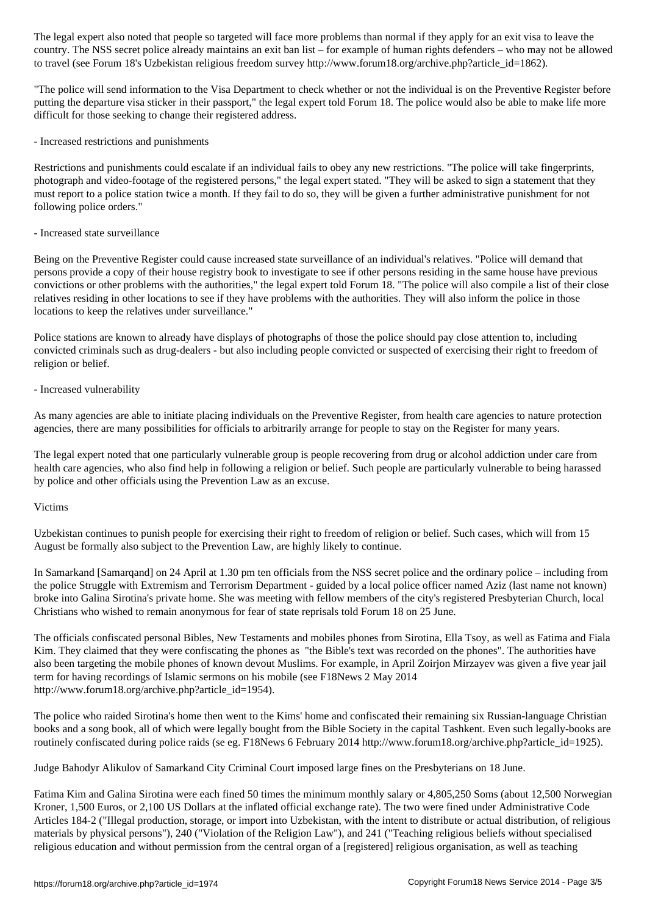The legal expert also noted that people so targeted will face more problems than normal if they apply for an exit visa to leave the country. The NSS secret police already maintains an exit ban list – for example of human rights defenders – who may not be allowed to travel (see Forum 18's Uzbekistan religious freedom survey http://www.forum18.org/archive.php?article_id=1862).

"The police will send information to the Visa Department to check whether or not the individual is on the Preventive Register before putting the departure visa sticker in their passport," the legal expert told Forum 18. The police would also be able to make life more difficult for those seeking to change their registered address.

- Increased restrictions and punishments

Restrictions and punishments could escalate if an individual fails to obey any new restrictions. "The police will take fingerprints, photograph and video-footage of the registered persons," the legal expert stated. "They will be asked to sign a statement that they must report to a police station twice a month. If they fail to do so, they will be given a further administrative punishment for not following police orders."

- Increased state surveillance

Being on the Preventive Register could cause increased state surveillance of an individual's relatives. "Police will demand that persons provide a copy of their house registry book to investigate to see if other persons residing in the same house have previous convictions or other problems with the authorities," the legal expert told Forum 18. "The police will also compile a list of their close relatives residing in other locations to see if they have problems with the authorities. They will also inform the police in those locations to keep the relatives under surveillance."

Police stations are known to already have displays of photographs of those the police should pay close attention to, including convicted criminals such as drug-dealers - but also including people convicted or suspected of exercising their right to freedom of religion or belief.

- Increased vulnerability

As many agencies are able to initiate placing individuals on the Preventive Register, from health care agencies to nature protection agencies, there are many possibilities for officials to arbitrarily arrange for people to stay on the Register for many years.

The legal expert noted that one particularly vulnerable group is people recovering from drug or alcohol addiction under care from health care agencies, who also find help in following a religion or belief. Such people are particularly vulnerable to being harassed by police and other officials using the Prevention Law as an excuse.

Victims

Uzbekistan continues to punish people for exercising their right to freedom of religion or belief. Such cases, which will from 15 August be formally also subject to the Prevention Law, are highly likely to continue.

In Samarkand [Samarqand] on 24 April at 1.30 pm ten officials from the NSS secret police and the ordinary police – including from the police Struggle with Extremism and Terrorism Department - guided by a local police officer named Aziz (last name not known) broke into Galina Sirotina's private home. She was meeting with fellow members of the city's registered Presbyterian Church, local Christians who wished to remain anonymous for fear of state reprisals told Forum 18 on 25 June.

The officials confiscated personal Bibles, New Testaments and mobiles phones from Sirotina, Ella Tsoy, as well as Fatima and Fiala Kim. They claimed that they were confiscating the phones as "the Bible's text was recorded on the phones". The authorities have also been targeting the mobile phones of known devout Muslims. For example, in April Zoirjon Mirzayev was given a five year jail term for having recordings of Islamic sermons on his mobile (see F18News 2 May 2014 http://www.forum18.org/archive.php?article_id=1954).

The police who raided Sirotina's home then went to the Kims' home and confiscated their remaining six Russian-language Christian books and a song book, all of which were legally bought from the Bible Society in the capital Tashkent. Even such legally-books are routinely confiscated during police raids (se eg. F18News 6 February 2014 http://www.forum18.org/archive.php?article_id=1925).

Judge Bahodyr Alikulov of Samarkand City Criminal Court imposed large fines on the Presbyterians on 18 June.

Fatima Kim and Galina Sirotina were each fined 50 times the minimum monthly salary or 4,805,250 Soms (about 12,500 Norwegian Kroner, 1,500 Euros, or 2,100 US Dollars at the inflated official exchange rate). The two were fined under Administrative Code Articles 184-2 ("Illegal production, storage, or import into Uzbekistan, with the intent to distribute or actual distribution, of religious materials by physical persons"), 240 ("Violation of the Religion Law"), and 241 ("Teaching religious beliefs without specialised religious education and without permission from the central organ of a [registered] religious organisation, as well as teaching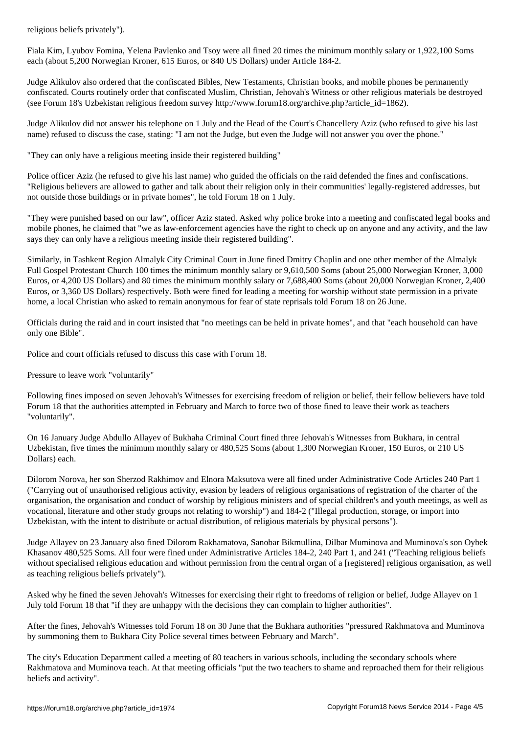religious beliefs privately").

Fiala Kim, Lyubov Fomina, Yelena Pavlenko and Tsoy were all fined 20 times the minimum monthly salary or 1,922,100 Soms each (about 5,200 Norwegian Kroner, 615 Euros, or 840 US Dollars) under Article 184-2.

Judge Alikulov also ordered that the confiscated Bibles, New Testaments, Christian books, and mobile phones be permanently confiscated. Courts routinely order that confiscated Muslim, Christian, Jehovah's Witness or other religious materials be destroyed (see Forum 18's Uzbekistan religious freedom survey http://www.forum18.org/archive.php?article_id=1862).

Judge Alikulov did not answer his telephone on 1 July and the Head of the Court's Chancellery Aziz (who refused to give his last name) refused to discuss the case, stating: "I am not the Judge, but even the Judge will not answer you over the phone."

## "They can only have a religious meeting inside their registered building"

Police officer Aziz (he refused to give his last name) who guided the officials on the raid defended the fines and confiscations. "Religious believers are allowed to gather and talk about their religion only in their communities' legally-registered addresses, but not outside those buildings or in private homes", he told Forum 18 on 1 July.

"They were punished based on our law", officer Aziz stated. Asked why police broke into a meeting and confiscated legal books and mobile phones, he claimed that "we as law-enforcement agencies have the right to check up on anyone and any activity, and the law says they can only have a religious meeting inside their registered building".

Similarly, in Tashkent Region Almalyk City Criminal Court in June fined Dmitry Chaplin and one other member of the Almalyk Full Gospel Protestant Church 100 times the minimum monthly salary or 9,610,500 Soms (about 25,000 Norwegian Kroner, 3,000 Euros, or 4,200 US Dollars) and 80 times the minimum monthly salary or 7,688,400 Soms (about 20,000 Norwegian Kroner, 2,400 Euros, or 3,360 US Dollars) respectively. Both were fined for leading a meeting for worship without state permission in a private home, a local Christian who asked to remain anonymous for fear of state reprisals told Forum 18 on 26 June.

Officials during the raid and in court insisted that "no meetings can be held in private homes", and that "each household can have only one Bible".

Police and court officials refused to discuss this case with Forum 18.

## Pressure to leave work "voluntarily"

Following fines imposed on seven Jehovah's Witnesses for exercising freedom of religion or belief, their fellow believers have told Forum 18 that the authorities attempted in February and March to force two of those fined to leave their work as teachers "voluntarily".

On 16 January Judge Abdullo Allayev of Bukhaha Criminal Court fined three Jehovah's Witnesses from Bukhara, in central Uzbekistan, five times the minimum monthly salary or 480,525 Soms (about 1,300 Norwegian Kroner, 150 Euros, or 210 US Dollars) each.

Dilorom Norova, her son Sherzod Rakhimov and Elnora Maksutova were all fined under Administrative Code Articles 240 Part 1 ("Carrying out of unauthorised religious activity, evasion by leaders of religious organisations of registration of the charter of the organisation, the organisation and conduct of worship by religious ministers and of special children's and youth meetings, as well as vocational, literature and other study groups not relating to worship") and 184-2 ("Illegal production, storage, or import into Uzbekistan, with the intent to distribute or actual distribution, of religious materials by physical persons").

Judge Allayev on 23 January also fined Dilorom Rakhamatova, Sanobar Bikmullina, Dilbar Muminova and Muminova's son Oybek Khasanov 480,525 Soms. All four were fined under Administrative Articles 184-2, 240 Part 1, and 241 ("Teaching religious beliefs without specialised religious education and without permission from the central organ of a [registered] religious organisation, as well as teaching religious beliefs privately").

Asked why he fined the seven Jehovah's Witnesses for exercising their right to freedoms of religion or belief, Judge Allayev on 1 July told Forum 18 that "if they are unhappy with the decisions they can complain to higher authorities".

After the fines, Jehovah's Witnesses told Forum 18 on 30 June that the Bukhara authorities "pressured Rakhmatova and Muminova by summoning them to Bukhara City Police several times between February and March".

The city's Education Department called a meeting of 80 teachers in various schools, including the secondary schools where Rakhmatova and Muminova teach. At that meeting officials "put the two teachers to shame and reproached them for their religious beliefs and activity".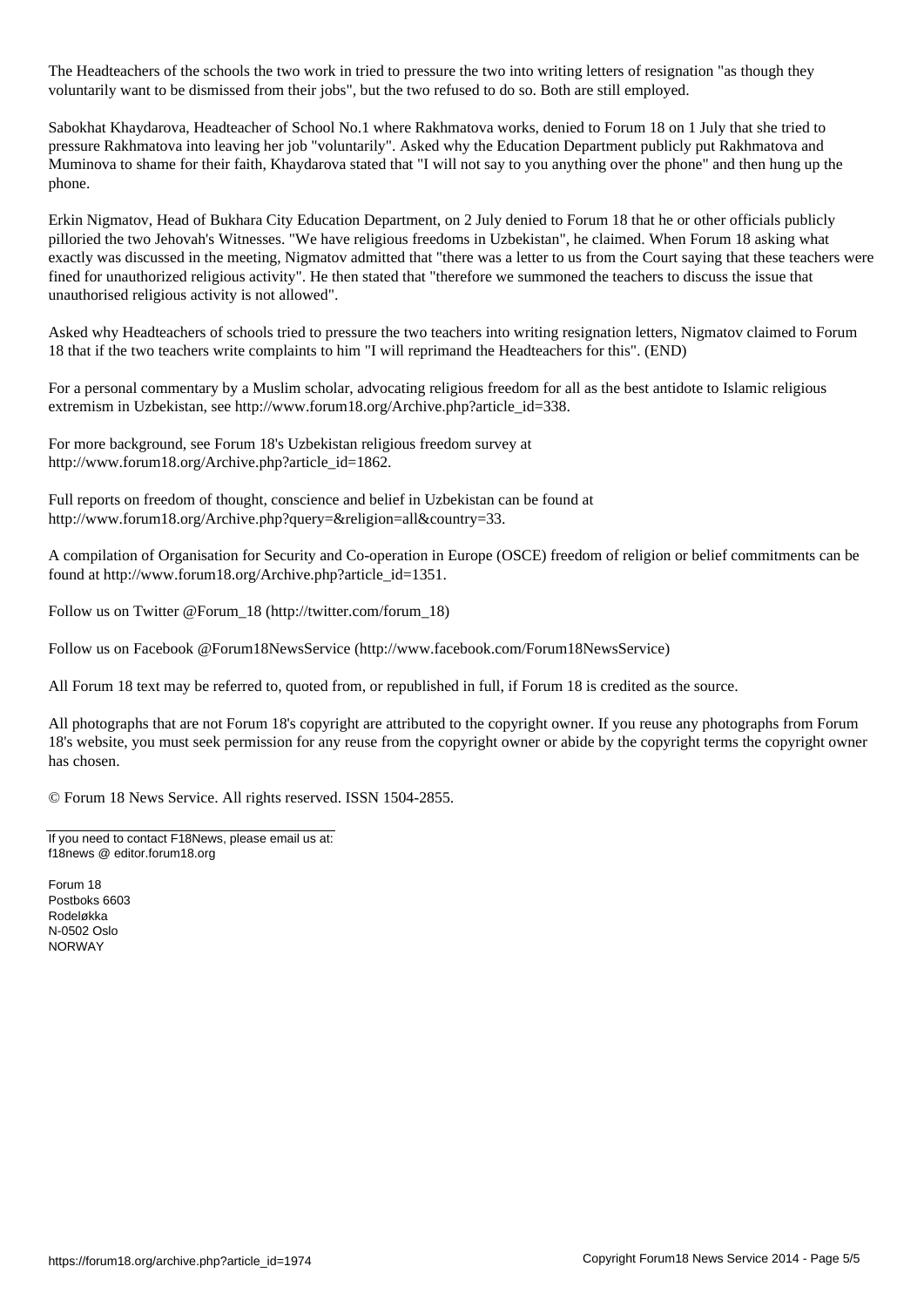The Headteachers of the schools the two work in tried to pressure the two into writing letters of resignation "as though they voluntarily want to be dismissed from their jobs", but the two refused to do so. Both are still employed.

Sabokhat Khaydarova, Headteacher of School No.1 where Rakhmatova works, denied to Forum 18 on 1 July that she tried to pressure Rakhmatova into leaving her job "voluntarily". Asked why the Education Department publicly put Rakhmatova and Muminova to shame for their faith, Khaydarova stated that "I will not say to you anything over the phone" and then hung up the phone.

Erkin Nigmatov, Head of Bukhara City Education Department, on 2 July denied to Forum 18 that he or other officials publicly pilloried the two Jehovah's Witnesses. "We have religious freedoms in Uzbekistan", he claimed. When Forum 18 asking what exactly was discussed in the meeting, Nigmatov admitted that "there was a letter to us from the Court saying that these teachers were fined for unauthorized religious activity". He then stated that "therefore we summoned the teachers to discuss the issue that unauthorised religious activity is not allowed".

Asked why Headteachers of schools tried to pressure the two teachers into writing resignation letters, Nigmatov claimed to Forum 18 that if the two teachers write complaints to him "I will reprimand the Headteachers for this". (END)

For a personal commentary by a Muslim scholar, advocating religious freedom for all as the best antidote to Islamic religious extremism in Uzbekistan, see http://www.forum18.org/Archive.php?article_id=338.

For more background, see Forum 18's Uzbekistan religious freedom survey at http://www.forum18.org/Archive.php?article_id=1862.

Full reports on freedom of thought, conscience and belief in Uzbekistan can be found at http://www.forum18.org/Archive.php?query=&religion=all&country=33.

A compilation of Organisation for Security and Co-operation in Europe (OSCE) freedom of religion or belief commitments can be found at http://www.forum18.org/Archive.php?article_id=1351.

Follow us on Twitter @Forum_18 (http://twitter.com/forum_18)

Follow us on Facebook @Forum18NewsService (http://www.facebook.com/Forum18NewsService)

All Forum 18 text may be referred to, quoted from, or republished in full, if Forum 18 is credited as the source.

All photographs that are not Forum 18's copyright are attributed to the copyright owner. If you reuse any photographs from Forum 18's website, you must seek permission for any reuse from the copyright owner or abide by the copyright terms the copyright owner has chosen.

© Forum 18 News Service. All rights reserved. ISSN 1504-2855.

If you need to contact F18News, please email us at:
f18news @ editor.forum18.org

Forum 18
Postboks 6603
Rodeløkka
N-0502 Oslo
NORWAY